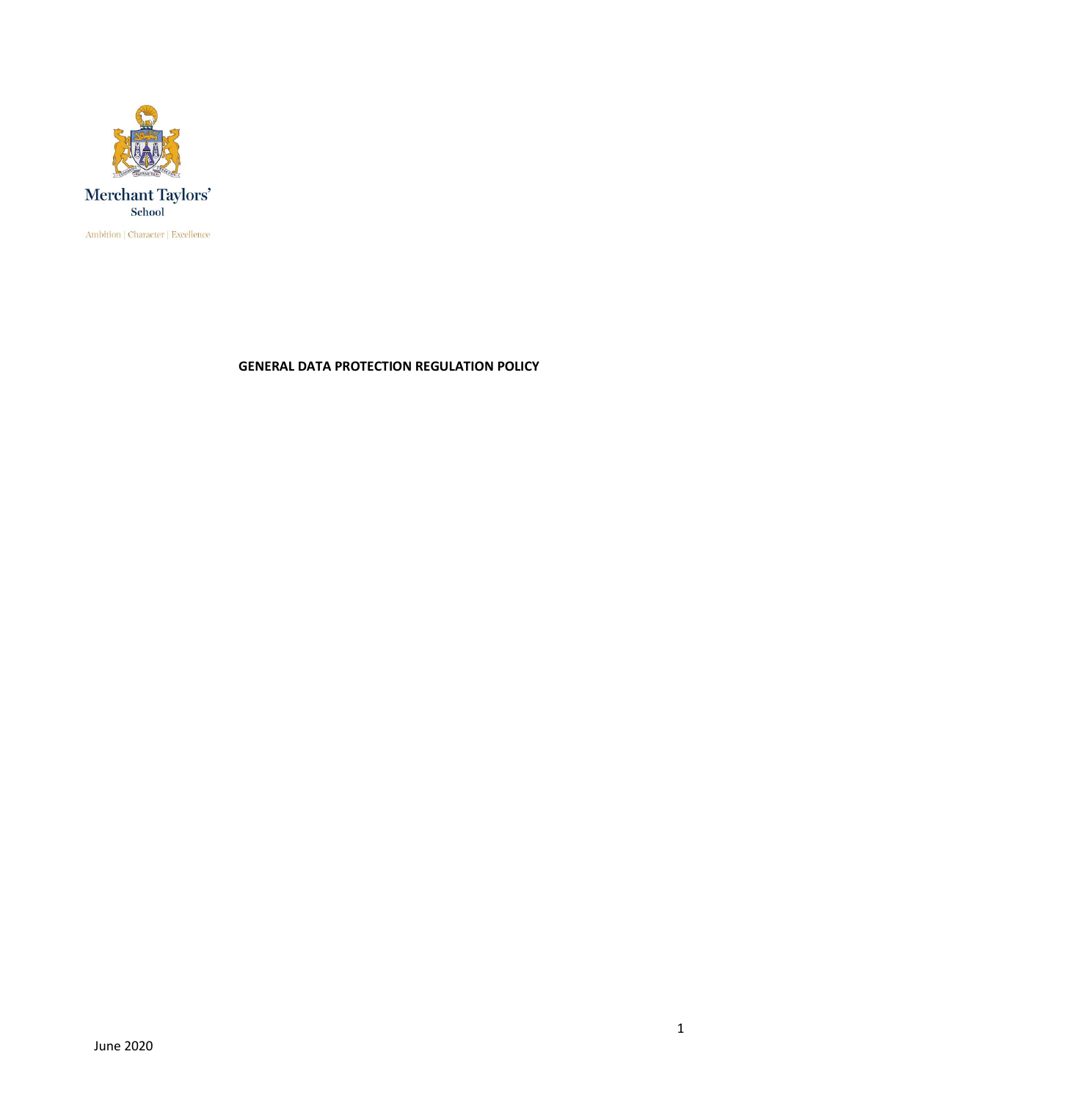Merchant Taylors'
School

Ambition | Character | Excellence

**GENERAL DATA PROTECTION REGULATION POLICY**

June 2020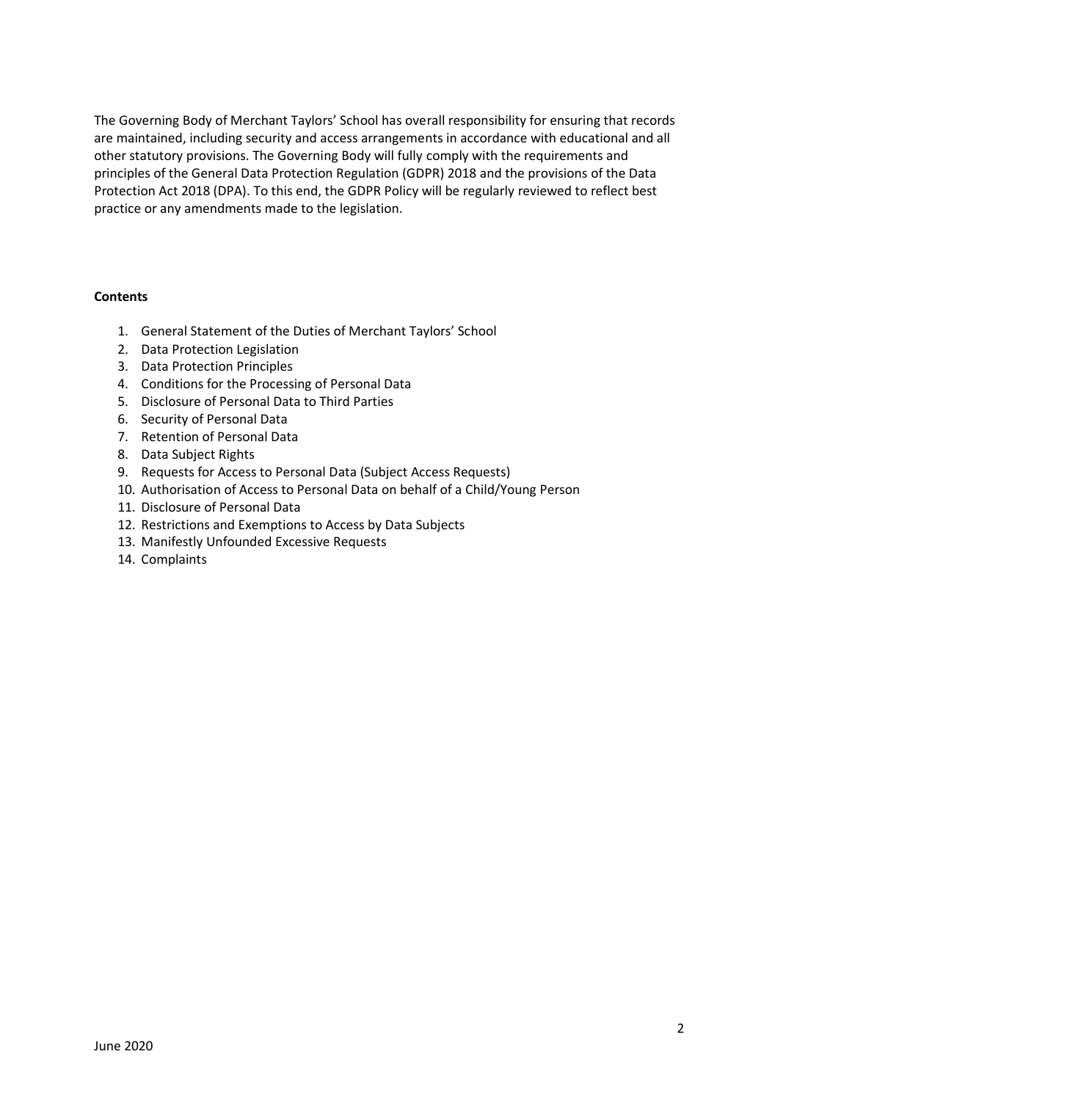The Governing Body of Merchant Taylors' School has overall responsibility for ensuring that records are maintained, including security and access arrangements in accordance with educational and all other statutory provisions. The Governing Body will fully comply with the requirements and principles of the General Data Protection Regulation (GDPR) 2018 and the provisions of the Data Protection Act 2018 (DPA). To this end, the GDPR Policy will be regularly reviewed to reflect best practice or any amendments made to the legislation.

**Contents**

1. General Statement of the Duties of Merchant Taylors' School
2. Data Protection Legislation
3. Data Protection Principles
4. Conditions for the Processing of Personal Data
5. Disclosure of Personal Data to Third Parties
6. Security of Personal Data
7. Retention of Personal Data
8. Data Subject Rights
9. Requests for Access to Personal Data (Subject Access Requests)
10. Authorisation of Access to Personal Data on behalf of a Child/Young Person
11. Disclosure of Personal Data
12. Restrictions and Exemptions to Access by Data Subjects
13. Manifestly Unfounded Excessive Requests
14. Complaints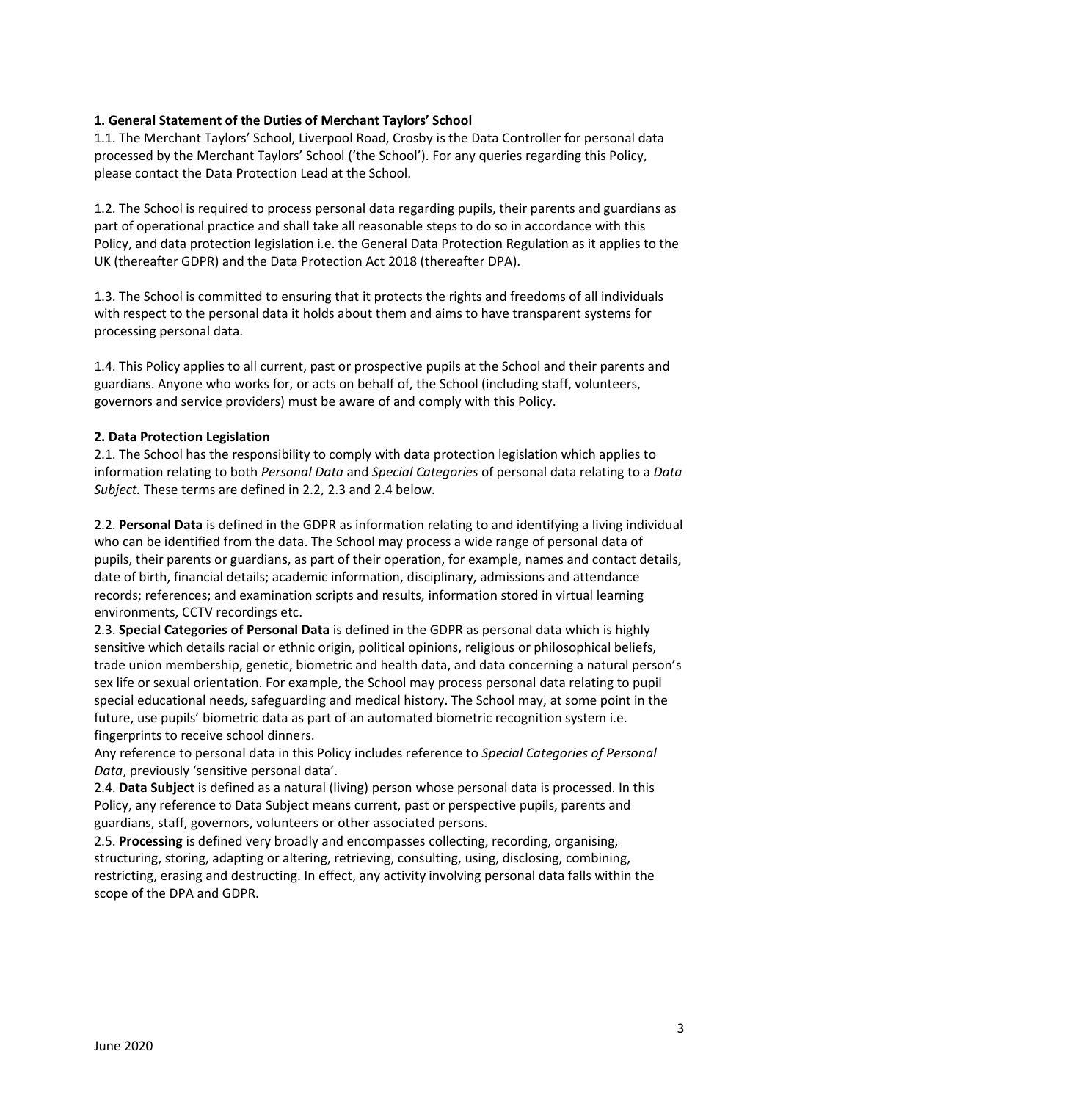**1. General Statement of the Duties of Merchant Taylors' School**

1.1. The Merchant Taylors' School, Liverpool Road, Crosby is the Data Controller for personal data processed by the Merchant Taylors' School ('the School'). For any queries regarding this Policy, please contact the Data Protection Lead at the School.

1.2. The School is required to process personal data regarding pupils, their parents and guardians as part of operational practice and shall take all reasonable steps to do so in accordance with this Policy, and data protection legislation i.e. the General Data Protection Regulation as it applies to the UK (thereafter GDPR) and the Data Protection Act 2018 (thereafter DPA).

1.3. The School is committed to ensuring that it protects the rights and freedoms of all individuals with respect to the personal data it holds about them and aims to have transparent systems for processing personal data.

1.4. This Policy applies to all current, past or prospective pupils at the School and their parents and guardians. Anyone who works for, or acts on behalf of, the School (including staff, volunteers, governors and service providers) must be aware of and comply with this Policy.

**2. Data Protection Legislation**

2.1. The School has the responsibility to comply with data protection legislation which applies to information relating to both *Personal Data* and *Special Categories* of personal data relating to a *Data Subject.* These terms are defined in 2.2, 2.3 and 2.4 below.

2.2. **Personal Data** is defined in the GDPR as information relating to and identifying a living individual who can be identified from the data. The School may process a wide range of personal data of pupils, their parents or guardians, as part of their operation, for example, names and contact details, date of birth, financial details; academic information, disciplinary, admissions and attendance records; references; and examination scripts and results, information stored in virtual learning environments, CCTV recordings etc.

2.3. **Special Categories of Personal Data** is defined in the GDPR as personal data which is highly sensitive which details racial or ethnic origin, political opinions, religious or philosophical beliefs, trade union membership, genetic, biometric and health data, and data concerning a natural person's sex life or sexual orientation. For example, the School may process personal data relating to pupil special educational needs, safeguarding and medical history. The School may, at some point in the future, use pupils' biometric data as part of an automated biometric recognition system i.e. fingerprints to receive school dinners.

Any reference to personal data in this Policy includes reference to *Special Categories of Personal Data*, previously 'sensitive personal data'.

2.4. **Data Subject** is defined as a natural (living) person whose personal data is processed. In this Policy, any reference to Data Subject means current, past or perspective pupils, parents and guardians, staff, governors, volunteers or other associated persons.

2.5. **Processing** is defined very broadly and encompasses collecting, recording, organising, structuring, storing, adapting or altering, retrieving, consulting, using, disclosing, combining, restricting, erasing and destructing. In effect, any activity involving personal data falls within the scope of the DPA and GDPR.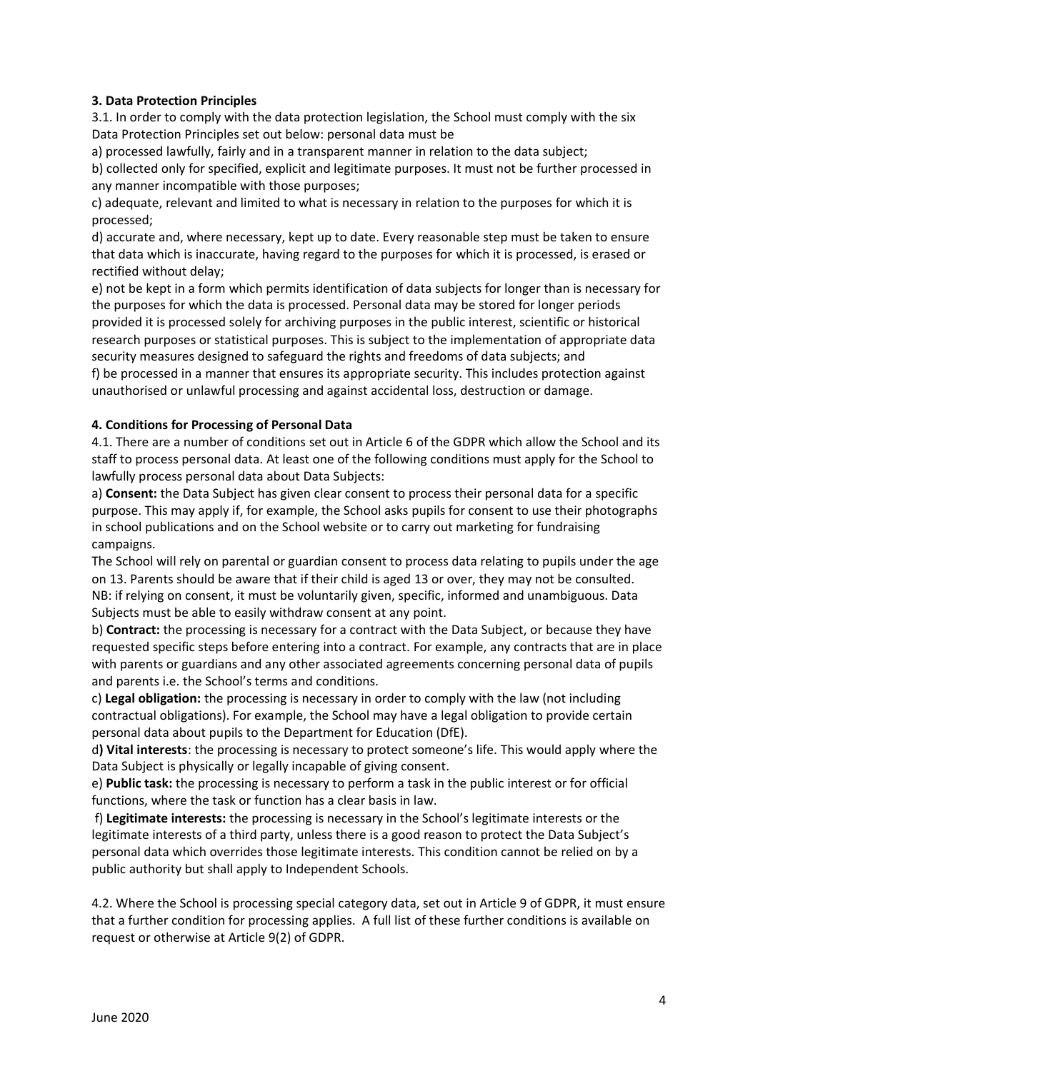**3. Data Protection Principles**

3.1. In order to comply with the data protection legislation, the School must comply with the six Data Protection Principles set out below: personal data must be

a) processed lawfully, fairly and in a transparent manner in relation to the data subject;

b) collected only for specified, explicit and legitimate purposes. It must not be further processed in any manner incompatible with those purposes;

c) adequate, relevant and limited to what is necessary in relation to the purposes for which it is processed;

d) accurate and, where necessary, kept up to date. Every reasonable step must be taken to ensure that data which is inaccurate, having regard to the purposes for which it is processed, is erased or rectified without delay;

e) not be kept in a form which permits identification of data subjects for longer than is necessary for the purposes for which the data is processed. Personal data may be stored for longer periods provided it is processed solely for archiving purposes in the public interest, scientific or historical research purposes or statistical purposes. This is subject to the implementation of appropriate data security measures designed to safeguard the rights and freedoms of data subjects; and

f) be processed in a manner that ensures its appropriate security. This includes protection against unauthorised or unlawful processing and against accidental loss, destruction or damage.

**4. Conditions for Processing of Personal Data**

4.1. There are a number of conditions set out in Article 6 of the GDPR which allow the School and its staff to process personal data. At least one of the following conditions must apply for the School to lawfully process personal data about Data Subjects:

a) **Consent:** the Data Subject has given clear consent to process their personal data for a specific purpose. This may apply if, for example, the School asks pupils for consent to use their photographs in school publications and on the School website or to carry out marketing for fundraising campaigns.

The School will rely on parental or guardian consent to process data relating to pupils under the age on 13. Parents should be aware that if their child is aged 13 or over, they may not be consulted.

NB: if relying on consent, it must be voluntarily given, specific, informed and unambiguous. Data Subjects must be able to easily withdraw consent at any point.

b) **Contract:** the processing is necessary for a contract with the Data Subject, or because they have requested specific steps before entering into a contract. For example, any contracts that are in place with parents or guardians and any other associated agreements concerning personal data of pupils and parents i.e. the School's terms and conditions.

c) **Legal obligation:** the processing is necessary in order to comply with the law (not including contractual obligations). For example, the School may have a legal obligation to provide certain personal data about pupils to the Department for Education (DfE).

d**) Vital interests**: the processing is necessary to protect someone's life. This would apply where the Data Subject is physically or legally incapable of giving consent.

e) **Public task:** the processing is necessary to perform a task in the public interest or for official functions, where the task or function has a clear basis in law.

f) **Legitimate interests:** the processing is necessary in the School's legitimate interests or the legitimate interests of a third party, unless there is a good reason to protect the Data Subject's personal data which overrides those legitimate interests. This condition cannot be relied on by a public authority but shall apply to Independent Schools.

4.2. Where the School is processing special category data, set out in Article 9 of GDPR, it must ensure that a further condition for processing applies. A full list of these further conditions is available on request or otherwise at Article 9(2) of GDPR.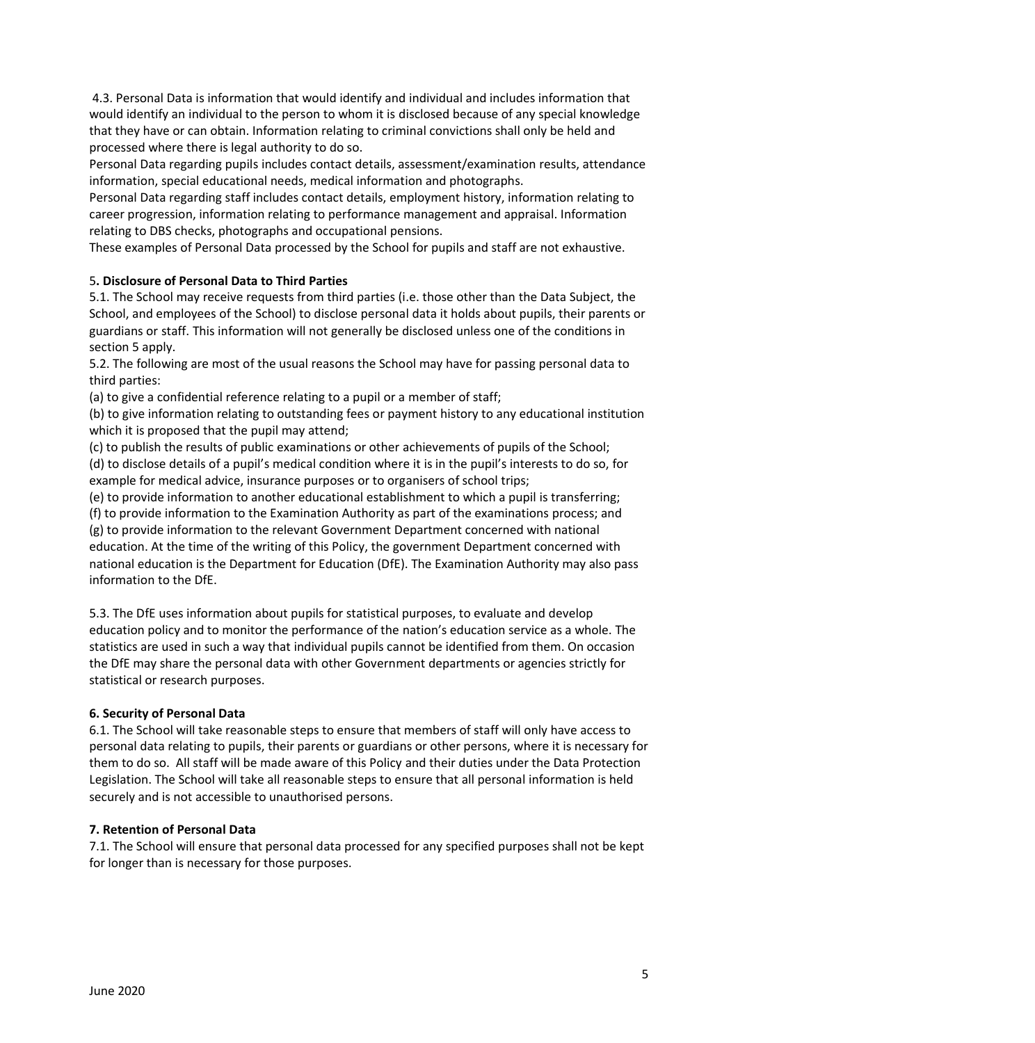4.3. Personal Data is information that would identify and individual and includes information that would identify an individual to the person to whom it is disclosed because of any special knowledge that they have or can obtain. Information relating to criminal convictions shall only be held and processed where there is legal authority to do so.

Personal Data regarding pupils includes contact details, assessment/examination results, attendance information, special educational needs, medical information and photographs.

Personal Data regarding staff includes contact details, employment history, information relating to career progression, information relating to performance management and appraisal. Information relating to DBS checks, photographs and occupational pensions.

These examples of Personal Data processed by the School for pupils and staff are not exhaustive.

**5. Disclosure of Personal Data to Third Parties**

5.1. The School may receive requests from third parties (i.e. those other than the Data Subject, the School, and employees of the School) to disclose personal data it holds about pupils, their parents or guardians or staff. This information will not generally be disclosed unless one of the conditions in section 5 apply.

5.2. The following are most of the usual reasons the School may have for passing personal data to third parties:

(a) to give a confidential reference relating to a pupil or a member of staff;

(b) to give information relating to outstanding fees or payment history to any educational institution which it is proposed that the pupil may attend;

(c) to publish the results of public examinations or other achievements of pupils of the School;

(d) to disclose details of a pupil's medical condition where it is in the pupil's interests to do so, for example for medical advice, insurance purposes or to organisers of school trips;

(e) to provide information to another educational establishment to which a pupil is transferring;

(f) to provide information to the Examination Authority as part of the examinations process; and

(g) to provide information to the relevant Government Department concerned with national education. At the time of the writing of this Policy, the government Department concerned with national education is the Department for Education (DfE). The Examination Authority may also pass information to the DfE.

5.3. The DfE uses information about pupils for statistical purposes, to evaluate and develop education policy and to monitor the performance of the nation's education service as a whole. The statistics are used in such a way that individual pupils cannot be identified from them. On occasion the DfE may share the personal data with other Government departments or agencies strictly for statistical or research purposes.

**6. Security of Personal Data**

6.1. The School will take reasonable steps to ensure that members of staff will only have access to personal data relating to pupils, their parents or guardians or other persons, where it is necessary for them to do so. All staff will be made aware of this Policy and their duties under the Data Protection Legislation. The School will take all reasonable steps to ensure that all personal information is held securely and is not accessible to unauthorised persons.

**7. Retention of Personal Data**

7.1. The School will ensure that personal data processed for any specified purposes shall not be kept for longer than is necessary for those purposes.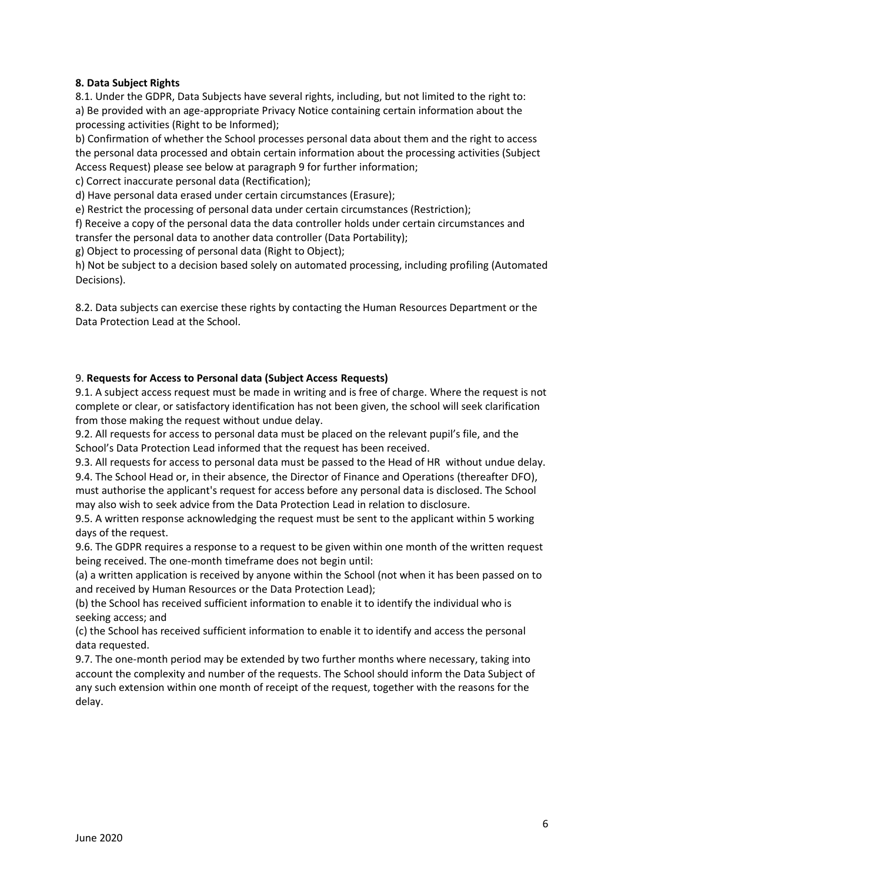**8. Data Subject Rights**

8.1. Under the GDPR, Data Subjects have several rights, including, but not limited to the right to:

a) Be provided with an age-appropriate Privacy Notice containing certain information about the processing activities (Right to be Informed);

b) Confirmation of whether the School processes personal data about them and the right to access the personal data processed and obtain certain information about the processing activities (Subject Access Request) please see below at paragraph 9 for further information;

c) Correct inaccurate personal data (Rectification);

d) Have personal data erased under certain circumstances (Erasure);

e) Restrict the processing of personal data under certain circumstances (Restriction);

f) Receive a copy of the personal data the data controller holds under certain circumstances and transfer the personal data to another data controller (Data Portability);

g) Object to processing of personal data (Right to Object);

h) Not be subject to a decision based solely on automated processing, including profiling (Automated Decisions).

8.2. Data subjects can exercise these rights by contacting the Human Resources Department or the Data Protection Lead at the School.

9. **Requests for Access to Personal data (Subject Access Requests)**

9.1. A subject access request must be made in writing and is free of charge. Where the request is not complete or clear, or satisfactory identification has not been given, the school will seek clarification from those making the request without undue delay.

9.2. All requests for access to personal data must be placed on the relevant pupil's file, and the School's Data Protection Lead informed that the request has been received.

9.3. All requests for access to personal data must be passed to the Head of HR without undue delay.

9.4. The School Head or, in their absence, the Director of Finance and Operations (thereafter DFO), must authorise the applicant's request for access before any personal data is disclosed. The School may also wish to seek advice from the Data Protection Lead in relation to disclosure.

9.5. A written response acknowledging the request must be sent to the applicant within 5 working days of the request.

9.6. The GDPR requires a response to a request to be given within one month of the written request being received. The one-month timeframe does not begin until:

(a) a written application is received by anyone within the School (not when it has been passed on to and received by Human Resources or the Data Protection Lead);

(b) the School has received sufficient information to enable it to identify the individual who is seeking access; and

(c) the School has received sufficient information to enable it to identify and access the personal data requested.

9.7. The one-month period may be extended by two further months where necessary, taking into account the complexity and number of the requests. The School should inform the Data Subject of any such extension within one month of receipt of the request, together with the reasons for the delay.

June 2020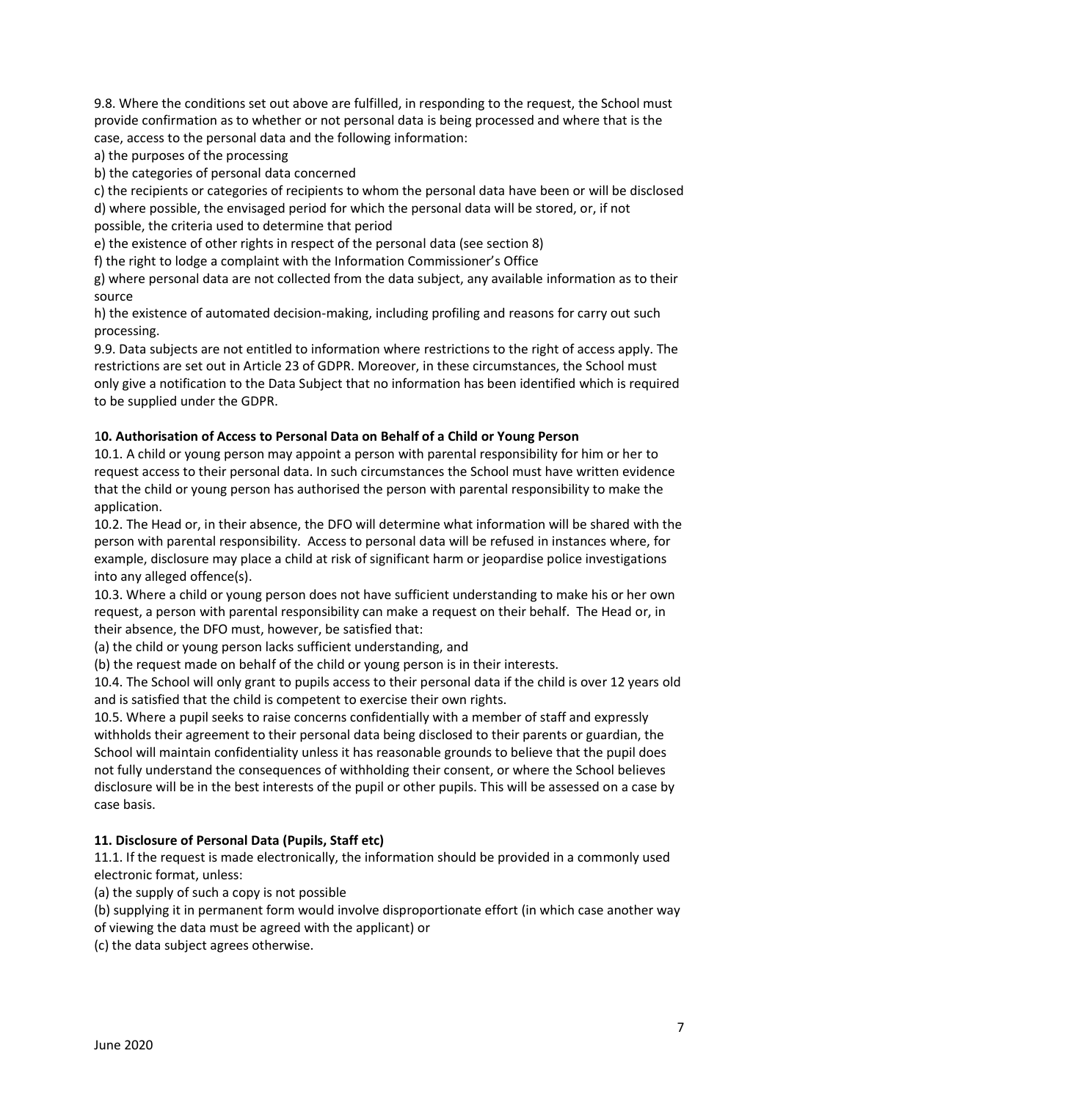9.8. Where the conditions set out above are fulfilled, in responding to the request, the School must provide confirmation as to whether or not personal data is being processed and where that is the case, access to the personal data and the following information:

a) the purposes of the processing

b) the categories of personal data concerned

c) the recipients or categories of recipients to whom the personal data have been or will be disclosed

d) where possible, the envisaged period for which the personal data will be stored, or, if not possible, the criteria used to determine that period

e) the existence of other rights in respect of the personal data (see section 8)

f) the right to lodge a complaint with the Information Commissioner's Office

g) where personal data are not collected from the data subject, any available information as to their source

h) the existence of automated decision-making, including profiling and reasons for carry out such processing.

9.9. Data subjects are not entitled to information where restrictions to the right of access apply. The restrictions are set out in Article 23 of GDPR. Moreover, in these circumstances, the School must only give a notification to the Data Subject that no information has been identified which is required to be supplied under the GDPR.

**10. Authorisation of Access to Personal Data on Behalf of a Child or Young Person**

10.1. A child or young person may appoint a person with parental responsibility for him or her to request access to their personal data. In such circumstances the School must have written evidence that the child or young person has authorised the person with parental responsibility to make the application.

10.2. The Head or, in their absence, the DFO will determine what information will be shared with the person with parental responsibility. Access to personal data will be refused in instances where, for example, disclosure may place a child at risk of significant harm or jeopardise police investigations into any alleged offence(s).

10.3. Where a child or young person does not have sufficient understanding to make his or her own request, a person with parental responsibility can make a request on their behalf. The Head or, in their absence, the DFO must, however, be satisfied that:

(a) the child or young person lacks sufficient understanding, and

(b) the request made on behalf of the child or young person is in their interests.

10.4. The School will only grant to pupils access to their personal data if the child is over 12 years old and is satisfied that the child is competent to exercise their own rights.

10.5. Where a pupil seeks to raise concerns confidentially with a member of staff and expressly withholds their agreement to their personal data being disclosed to their parents or guardian, the School will maintain confidentiality unless it has reasonable grounds to believe that the pupil does not fully understand the consequences of withholding their consent, or where the School believes disclosure will be in the best interests of the pupil or other pupils. This will be assessed on a case by case basis.

**11. Disclosure of Personal Data (Pupils, Staff etc)**

11.1. If the request is made electronically, the information should be provided in a commonly used electronic format, unless:

(a) the supply of such a copy is not possible

(b) supplying it in permanent form would involve disproportionate effort (in which case another way of viewing the data must be agreed with the applicant) or

(c) the data subject agrees otherwise.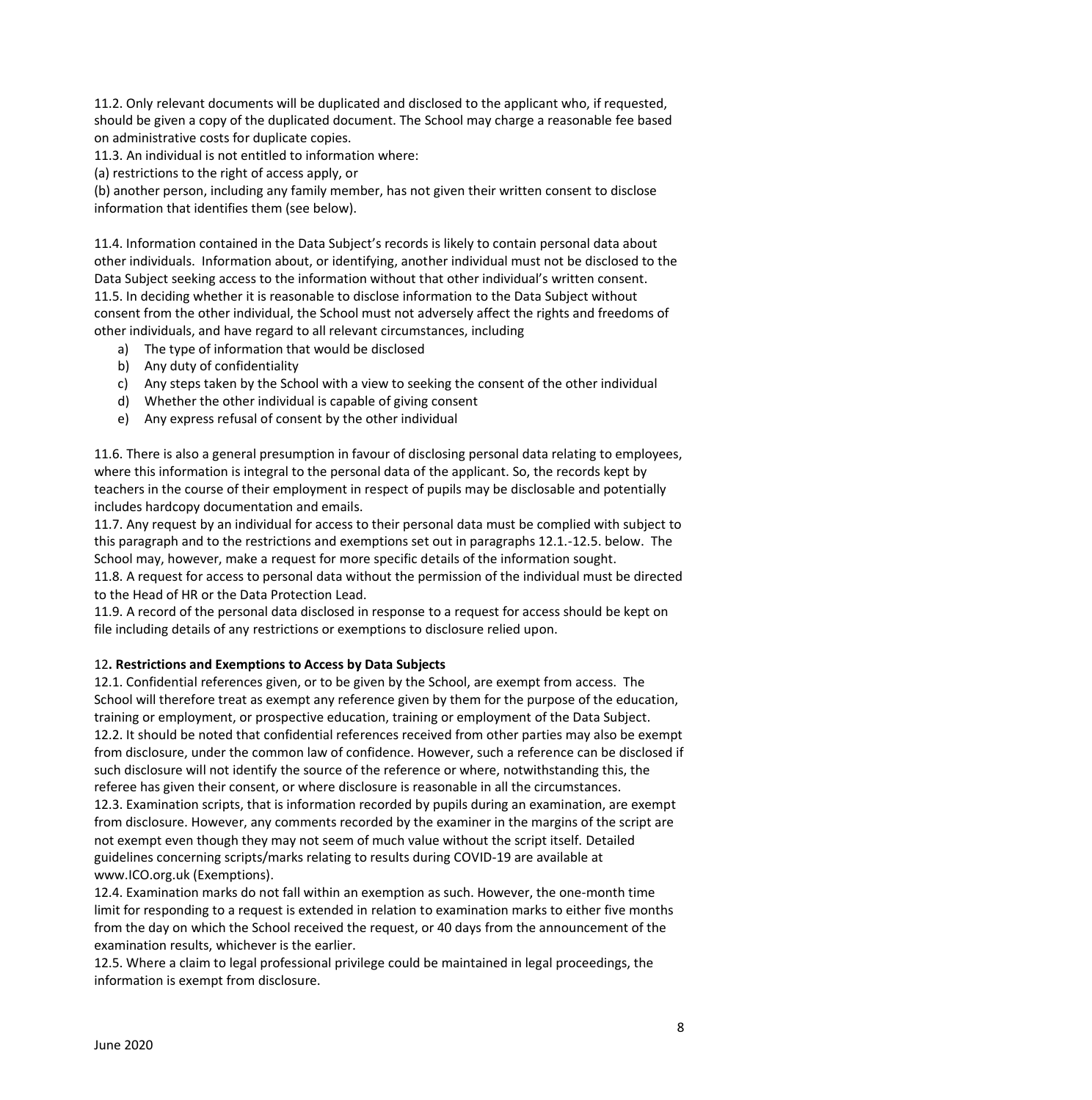11.2. Only relevant documents will be duplicated and disclosed to the applicant who, if requested, should be given a copy of the duplicated document. The School may charge a reasonable fee based on administrative costs for duplicate copies.

11.3. An individual is not entitled to information where:

(a) restrictions to the right of access apply, or

(b) another person, including any family member, has not given their written consent to disclose information that identifies them (see below).

11.4. Information contained in the Data Subject's records is likely to contain personal data about other individuals. Information about, or identifying, another individual must not be disclosed to the Data Subject seeking access to the information without that other individual's written consent.

11.5. In deciding whether it is reasonable to disclose information to the Data Subject without consent from the other individual, the School must not adversely affect the rights and freedoms of other individuals, and have regard to all relevant circumstances, including

a) The type of information that would be disclosed
b) Any duty of confidentiality
c) Any steps taken by the School with a view to seeking the consent of the other individual
d) Whether the other individual is capable of giving consent
e) Any express refusal of consent by the other individual

11.6. There is also a general presumption in favour of disclosing personal data relating to employees, where this information is integral to the personal data of the applicant. So, the records kept by teachers in the course of their employment in respect of pupils may be disclosable and potentially includes hardcopy documentation and emails.

11.7. Any request by an individual for access to their personal data must be complied with subject to this paragraph and to the restrictions and exemptions set out in paragraphs 12.1.-12.5. below. The School may, however, make a request for more specific details of the information sought.

11.8. A request for access to personal data without the permission of the individual must be directed to the Head of HR or the Data Protection Lead.

11.9. A record of the personal data disclosed in response to a request for access should be kept on file including details of any restrictions or exemptions to disclosure relied upon.

**12. Restrictions and Exemptions to Access by Data Subjects**

12.1. Confidential references given, or to be given by the School, are exempt from access. The School will therefore treat as exempt any reference given by them for the purpose of the education, training or employment, or prospective education, training or employment of the Data Subject.

12.2. It should be noted that confidential references received from other parties may also be exempt from disclosure, under the common law of confidence. However, such a reference can be disclosed if such disclosure will not identify the source of the reference or where, notwithstanding this, the referee has given their consent, or where disclosure is reasonable in all the circumstances.

12.3. Examination scripts, that is information recorded by pupils during an examination, are exempt from disclosure. However, any comments recorded by the examiner in the margins of the script are not exempt even though they may not seem of much value without the script itself. Detailed guidelines concerning scripts/marks relating to results during COVID-19 are available at www.ICO.org.uk (Exemptions).

12.4. Examination marks do not fall within an exemption as such. However, the one-month time limit for responding to a request is extended in relation to examination marks to either five months from the day on which the School received the request, or 40 days from the announcement of the examination results, whichever is the earlier.

12.5. Where a claim to legal professional privilege could be maintained in legal proceedings, the information is exempt from disclosure.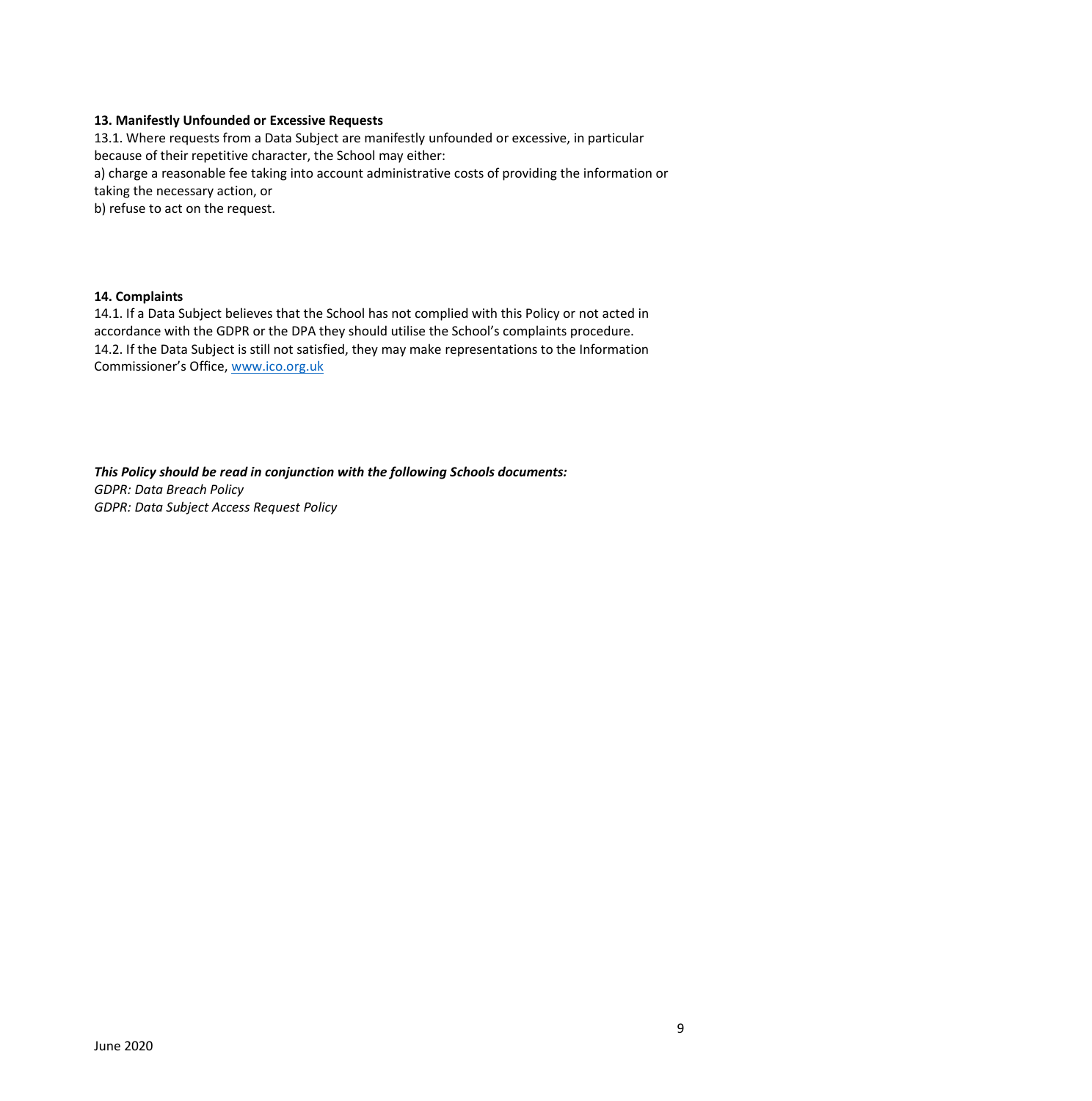**13. Manifestly Unfounded or Excessive Requests**

13.1. Where requests from a Data Subject are manifestly unfounded or excessive, in particular because of their repetitive character, the School may either:

a) charge a reasonable fee taking into account administrative costs of providing the information or taking the necessary action, or

b) refuse to act on the request.

**14. Complaints**

14.1. If a Data Subject believes that the School has not complied with this Policy or not acted in accordance with the GDPR or the DPA they should utilise the School's complaints procedure.

14.2. If the Data Subject is still not satisfied, they may make representations to the Information Commissioner's Office, www.ico.org.uk

***This Policy should be read in conjunction with the following Schools documents:***

*GDPR: Data Breach Policy*

*GDPR: Data Subject Access Request Policy*